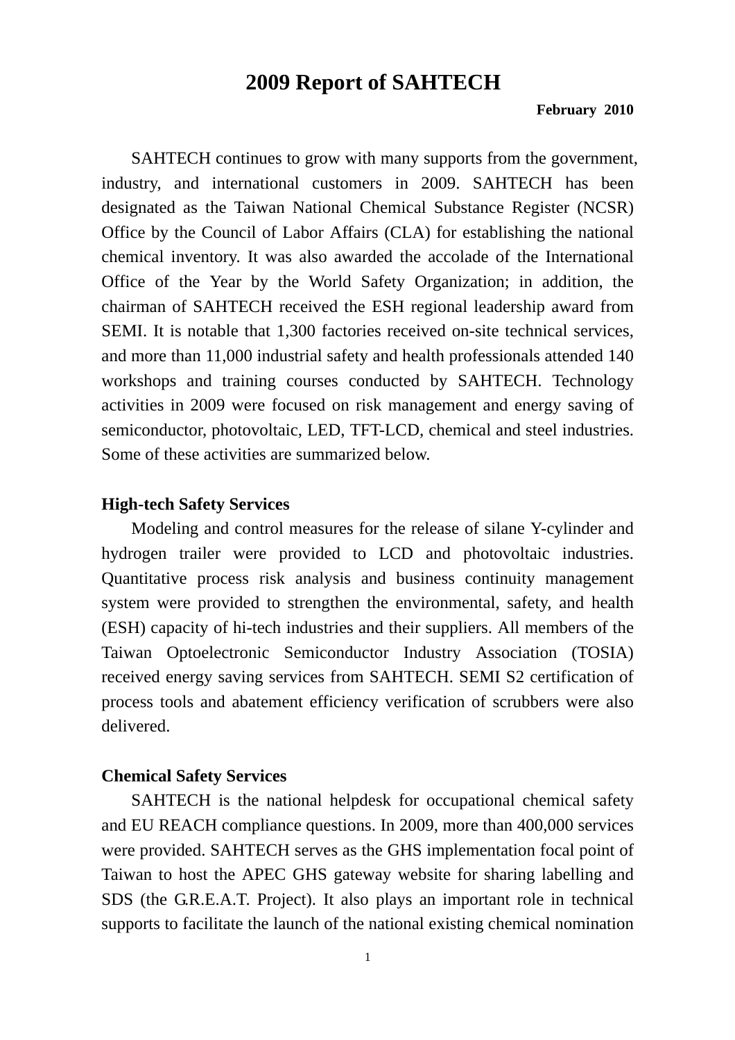# 2009 Report of SAHTECH

**February 2010**

SAHTECH continues to grow with many supports from the government, industry, and international customers in 2009. SAHTECH has been designated as the Taiwan National Chemical Substance Register (NCSR) Office by the Council of Labor Affairs (CLA) for establishing the national chemical inventory. It was also awarded the accolade of the International Office of the Year by the World Safety Organization; in addition, the chairman of SAHTECH received the ESH regional leadership award from SEMI. It is notable that 1,300 factories received on-site technical services, and more than 11,000 industrial safety and health professionals attended 140 workshops and training courses conducted by SAHTECH. Technology activities in 2009 were focused on risk management and energy saving of semiconductor, photovoltaic, LED, TFT-LCD, chemical and steel industries. Some of these activities are summarized below.

**High-tech Safety Services**

Modeling and control measures for the release of silane Y-cylinder and hydrogen trailer were provided to LCD and photovoltaic industries. Quantitative process risk analysis and business continuity management system were provided to strengthen the environmental, safety, and health (ESH) capacity of hi-tech industries and their suppliers. All members of the Taiwan Optoelectronic Semiconductor Industry Association (TOSIA) received energy saving services from SAHTECH. SEMI S2 certification of process tools and abatement efficiency verification of scrubbers were also delivered.

**Chemical Safety Services**

SAHTECH is the national helpdesk for occupational chemical safety and EU REACH compliance questions. In 2009, more than 400,000 services were provided. SAHTECH serves as the GHS implementation focal point of Taiwan to host the APEC GHS gateway website for sharing labelling and SDS (the G.R.E.A.T. Project). It also plays an important role in technical supports to facilitate the launch of the national existing chemical nomination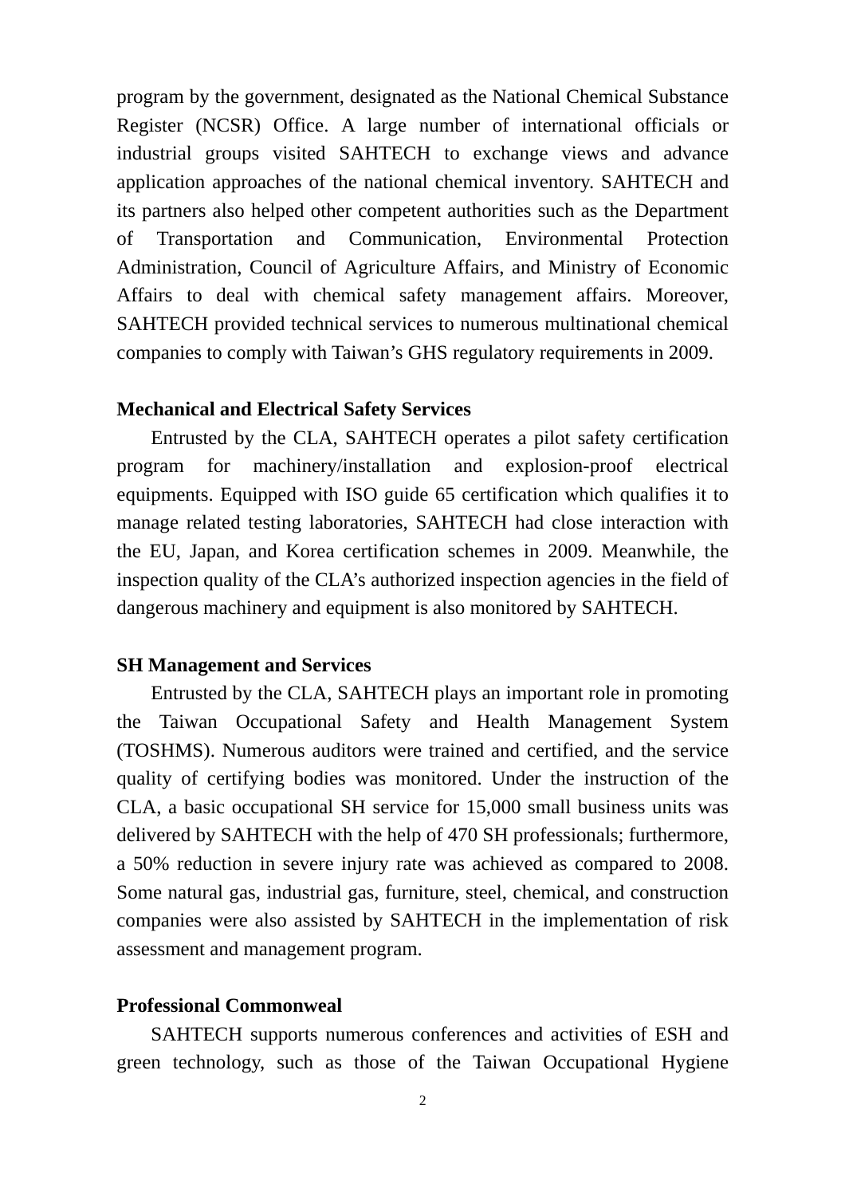program by the government, designated as the National Chemical Substance Register (NCSR) Office. A large number of international officials or industrial groups visited SAHTECH to exchange views and advance application approaches of the national chemical inventory. SAHTECH and its partners also helped other competent authorities such as the Department of Transportation and Communication, Environmental Protection Administration, Council of Agriculture Affairs, and Ministry of Economic Affairs to deal with chemical safety management affairs. Moreover, SAHTECH provided technical services to numerous multinational chemical companies to comply with Taiwan's GHS regulatory requirements in 2009.

**Mechanical and Electrical Safety Services**

Entrusted by the CLA, SAHTECH operates a pilot safety certification program for machinery/installation and explosion-proof electrical equipments. Equipped with ISO guide 65 certification which qualifies it to manage related testing laboratories, SAHTECH had close interaction with the EU, Japan, and Korea certification schemes in 2009. Meanwhile, the inspection quality of the CLA's authorized inspection agencies in the field of dangerous machinery and equipment is also monitored by SAHTECH.

**SH Management and Services**

Entrusted by the CLA, SAHTECH plays an important role in promoting the Taiwan Occupational Safety and Health Management System (TOSHMS). Numerous auditors were trained and certified, and the service quality of certifying bodies was monitored. Under the instruction of the CLA, a basic occupational SH service for 15,000 small business units was delivered by SAHTECH with the help of 470 SH professionals; furthermore, a 50% reduction in severe injury rate was achieved as compared to 2008. Some natural gas, industrial gas, furniture, steel, chemical, and construction companies were also assisted by SAHTECH in the implementation of risk assessment and management program.

**Professional Commonweal**

SAHTECH supports numerous conferences and activities of ESH and green technology, such as those of the Taiwan Occupational Hygiene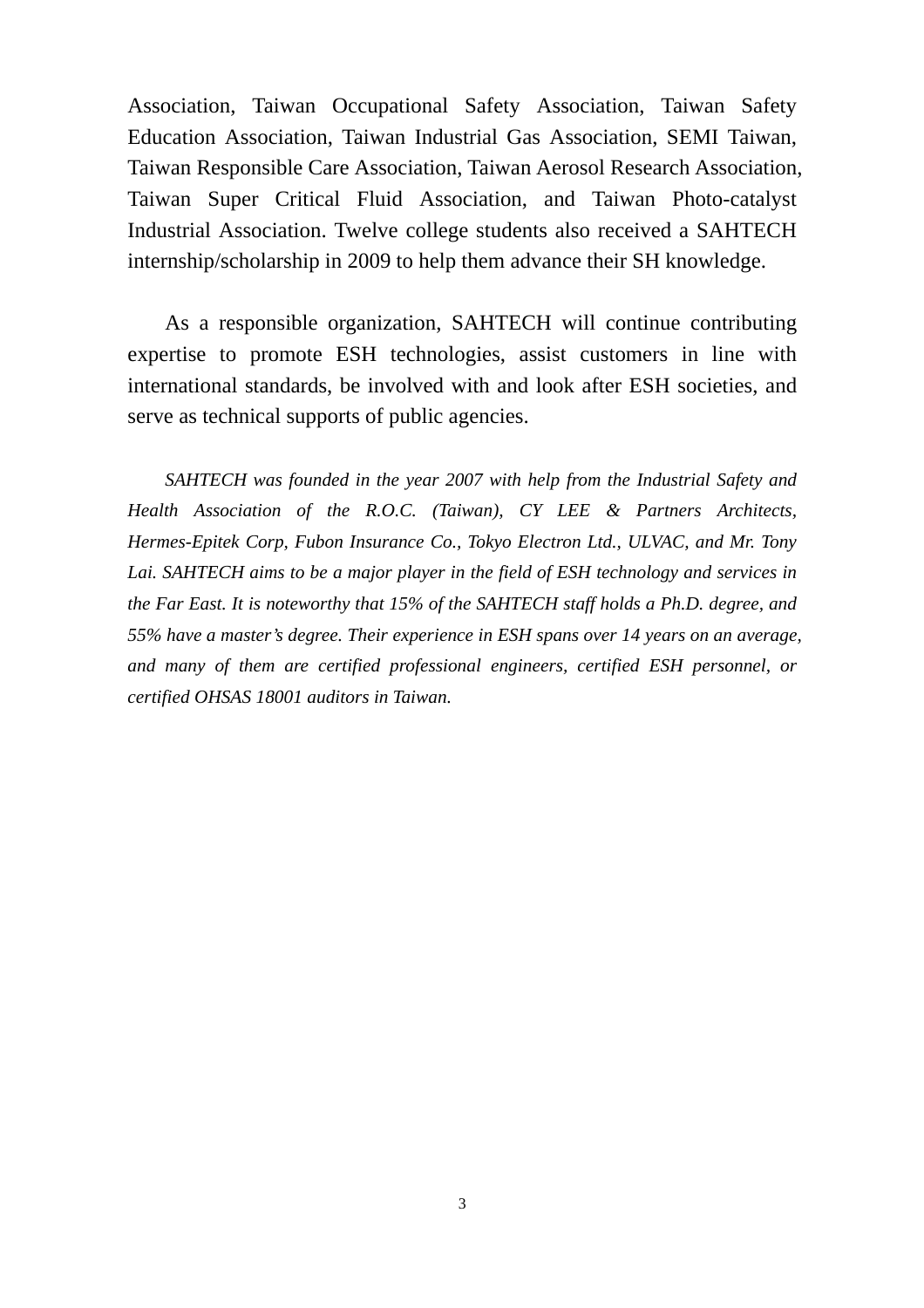Association, Taiwan Occupational Safety Association, Taiwan Safety Education Association, Taiwan Industrial Gas Association, SEMI Taiwan, Taiwan Responsible Care Association, Taiwan Aerosol Research Association, Taiwan Super Critical Fluid Association, and Taiwan Photo-catalyst Industrial Association. Twelve college students also received a SAHTECH internship/scholarship in 2009 to help them advance their SH knowledge.

As a responsible organization, SAHTECH will continue contributing expertise to promote ESH technologies, assist customers in line with international standards, be involved with and look after ESH societies, and serve as technical supports of public agencies.

*SAHTECH was founded in the year 2007 with help from the Industrial Safety and Health Association of the R.O.C. (Taiwan), CY LEE & Partners Architects, Hermes-Epitek Corp, Fubon Insurance Co., Tokyo Electron Ltd., ULVAC, and Mr. Tony Lai. SAHTECH aims to be a major player in the field of ESH technology and services in the Far East. It is noteworthy that 15% of the SAHTECH staff holds a Ph.D. degree, and 55% have a master's degree. Their experience in ESH spans over 14 years on an average, and many of them are certified professional engineers, certified ESH personnel, or certified OHSAS 18001 auditors in Taiwan.*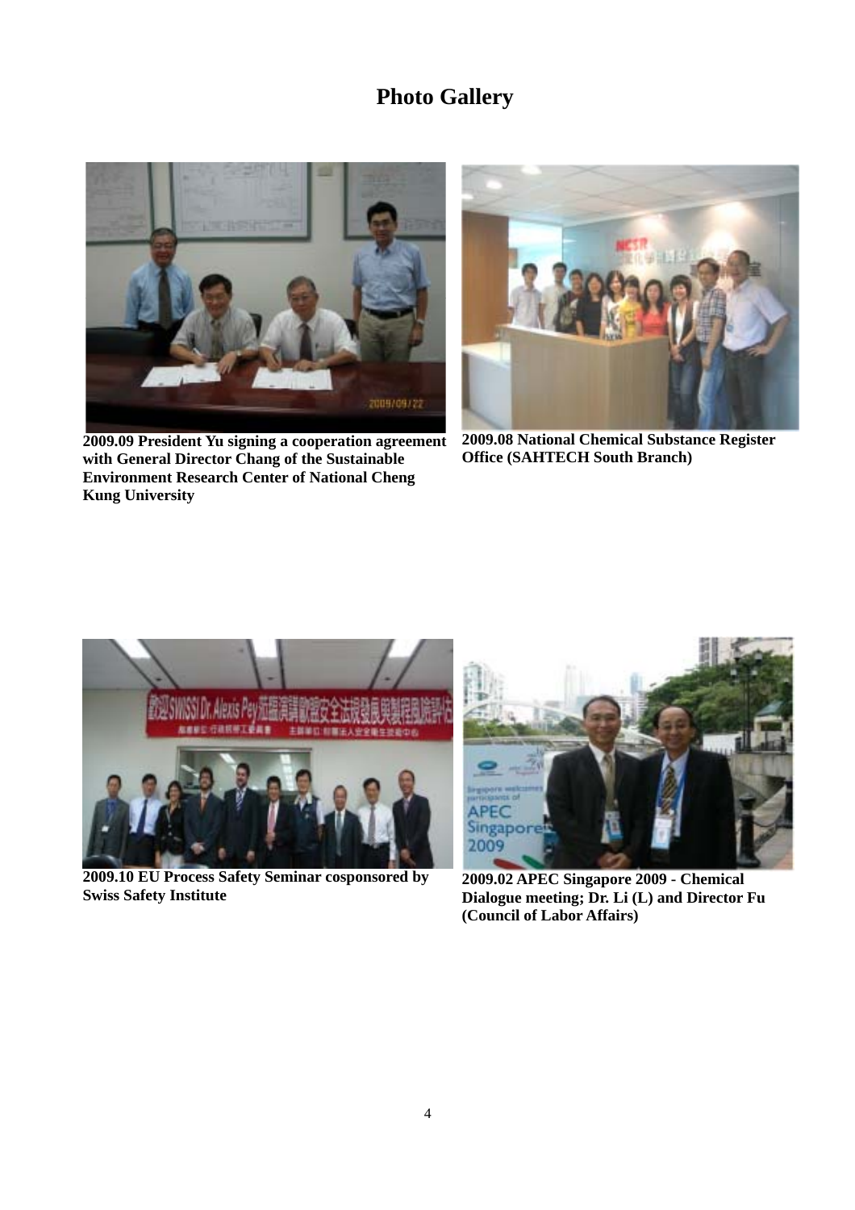# Photo Gallery

**2009.09 President Yu signing a cooperation agreement with General Director Chang of the Sustainable Environment Research Center of National Cheng Kung University**

**2009.08 National Chemical Substance Register Office (SAHTECH South Branch)**

**2009.10 EU Process Safety Seminar cosponsored by Swiss Safety Institute**

**2009.02 APEC Singapore 2009 - Chemical Dialogue meeting; Dr. Li (L) and Director Fu (Council of Labor Affairs)**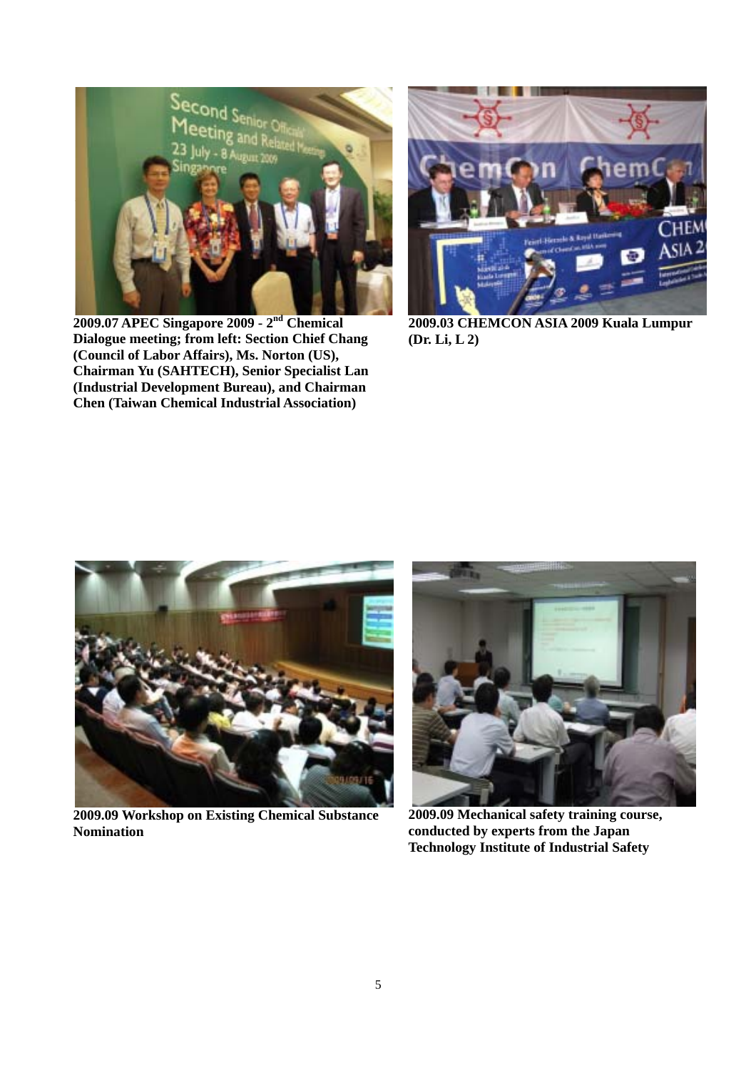**2009.07 APEC Singapore 2009 - 2nd Chemical Dialogue meeting; from left: Section Chief Chang (Council of Labor Affairs), Ms. Norton (US), Chairman Yu (SAHTECH), Senior Specialist Lan (Industrial Development Bureau), and Chairman Chen (Taiwan Chemical Industrial Association)**

**2009.03 CHEMCON ASIA 2009 Kuala Lumpur (Dr. Li, L 2)**

**2009.09 Workshop on Existing Chemical Substance Nomination**

**2009.09 Mechanical safety training course, conducted by experts from the Japan Technology Institute of Industrial Safety**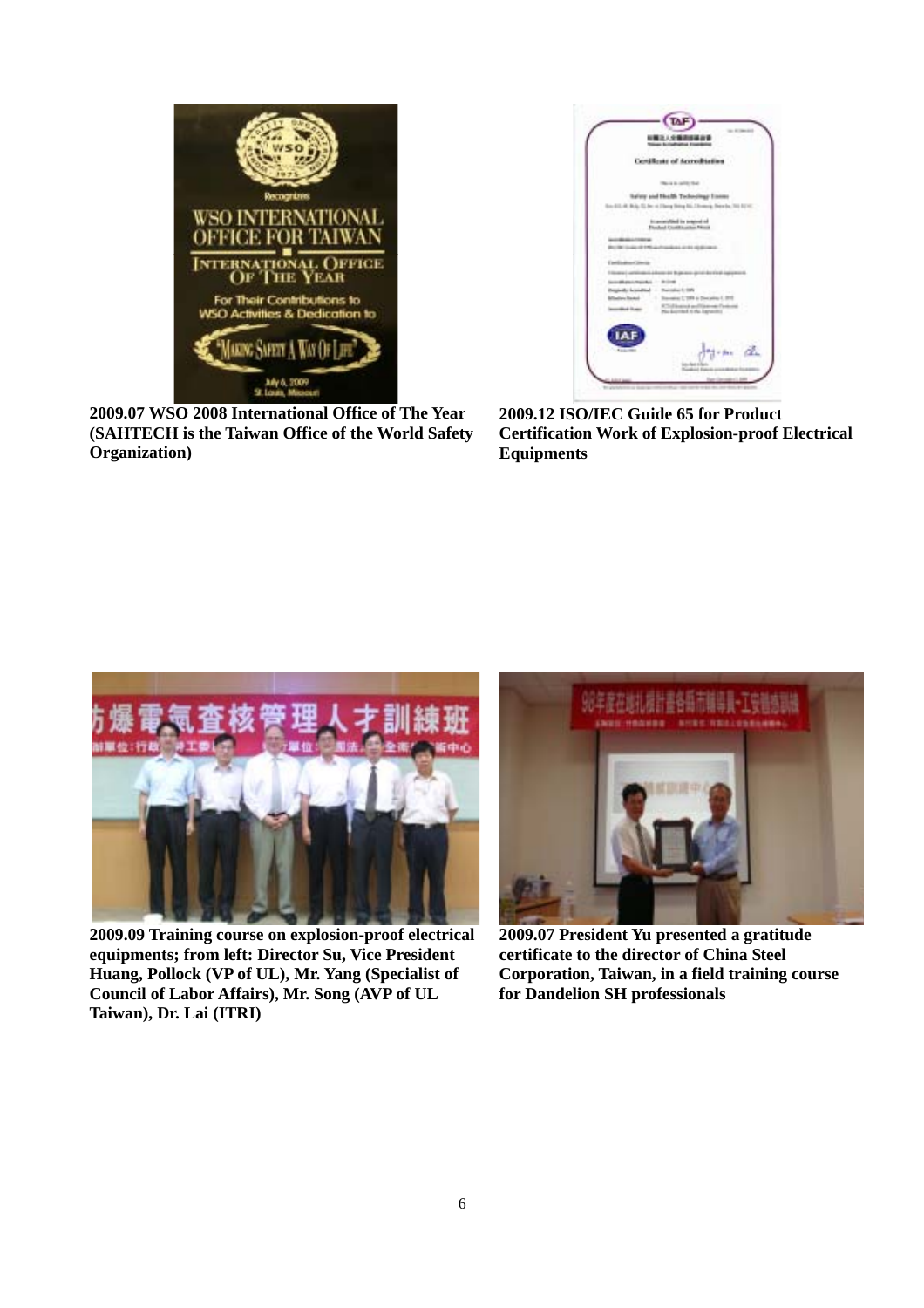2009.07 WSO 2008 International Office of The Year (SAHTECH is the Taiwan Office of the World Safety Organization)

2009.12 ISO/IEC Guide 65 for Product Certification Work of Explosion-proof Electrical Equipments

2009.09 Training course on explosion-proof electrical equipments; from left: Director Su, Vice President Huang, Pollock (VP of UL), Mr. Yang (Specialist of Council of Labor Affairs), Mr. Song (AVP of UL Taiwan), Dr. Lai (ITRI)

2009.07 President Yu presented a gratitude certificate to the director of China Steel Corporation, Taiwan, in a field training course for Dandelion SH professionals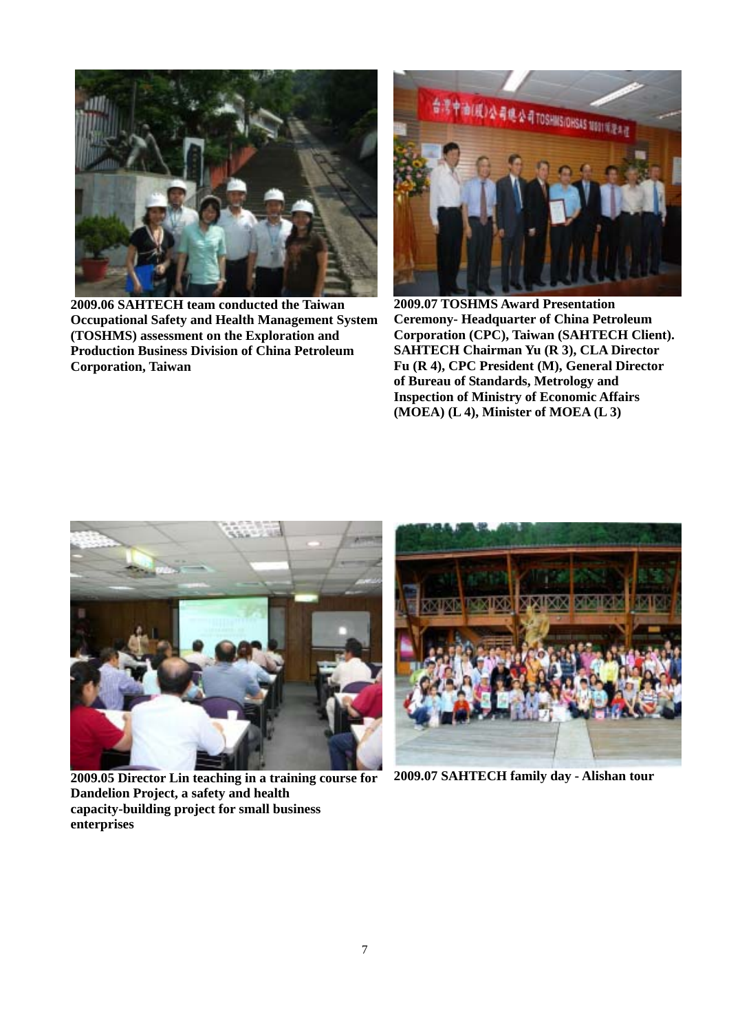**2009.06 SAHTECH team conducted the Taiwan Occupational Safety and Health Management System (TOSHMS) assessment on the Exploration and Production Business Division of China Petroleum Corporation, Taiwan**

**2009.07 TOSHMS Award Presentation Ceremony- Headquarter of China Petroleum Corporation (CPC), Taiwan (SAHTECH Client). SAHTECH Chairman Yu (R 3), CLA Director Fu (R 4), CPC President (M), General Director of Bureau of Standards, Metrology and Inspection of Ministry of Economic Affairs (MOEA) (L 4), Minister of MOEA (L 3)**

**2009.05 Director Lin teaching in a training course for Dandelion Project, a safety and health capacity-building project for small business enterprises**

**2009.07 SAHTECH family day - Alishan tour**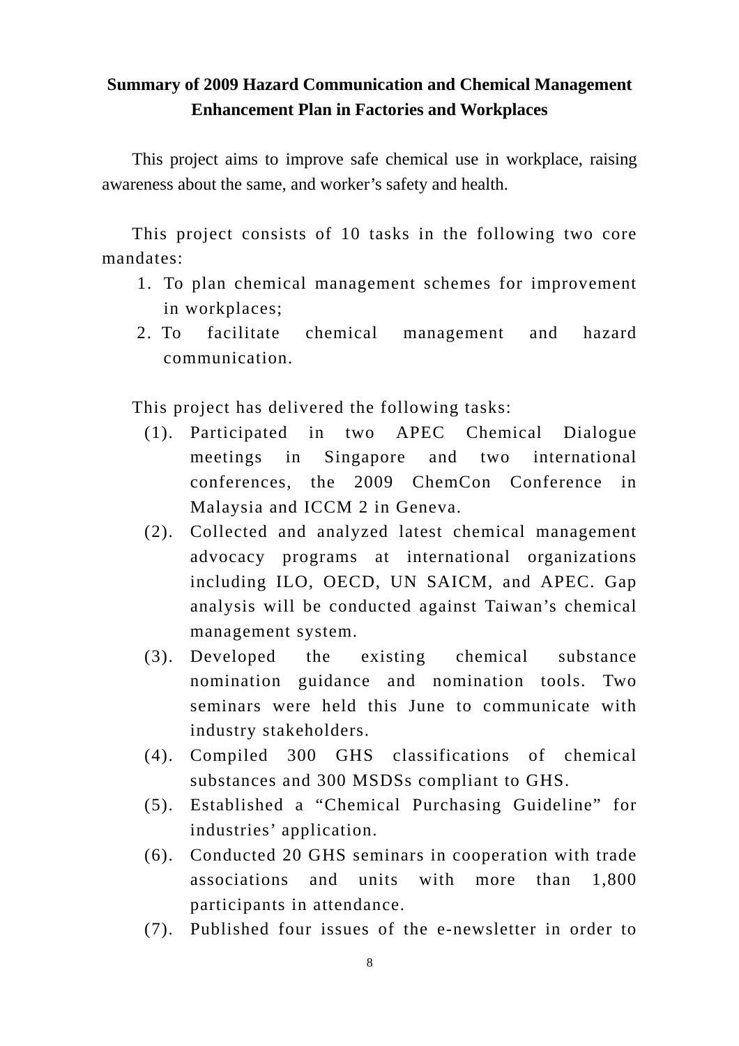**Summary of 2009 Hazard Communication and Chemical Management Enhancement Plan in Factories and Workplaces**

This project aims to improve safe chemical use in workplace, raising awareness about the same, and worker's safety and health.

This project consists of 10 tasks in the following two core mandates:

1. To plan chemical management schemes for improvement in workplaces;
2. To facilitate chemical management and hazard communication.

This project has delivered the following tasks:

(1). Participated in two APEC Chemical Dialogue meetings in Singapore and two international conferences, the 2009 ChemCon Conference in Malaysia and ICCM 2 in Geneva.

(2). Collected and analyzed latest chemical management advocacy programs at international organizations including ILO, OECD, UN SAICM, and APEC. Gap analysis will be conducted against Taiwan's chemical management system.

(3). Developed the existing chemical substance nomination guidance and nomination tools. Two seminars were held this June to communicate with industry stakeholders.

(4). Compiled 300 GHS classifications of chemical substances and 300 MSDSs compliant to GHS.

(5). Established a "Chemical Purchasing Guideline" for industries' application.

(6). Conducted 20 GHS seminars in cooperation with trade associations and units with more than 1,800 participants in attendance.

(7). Published four issues of the e-newsletter in order to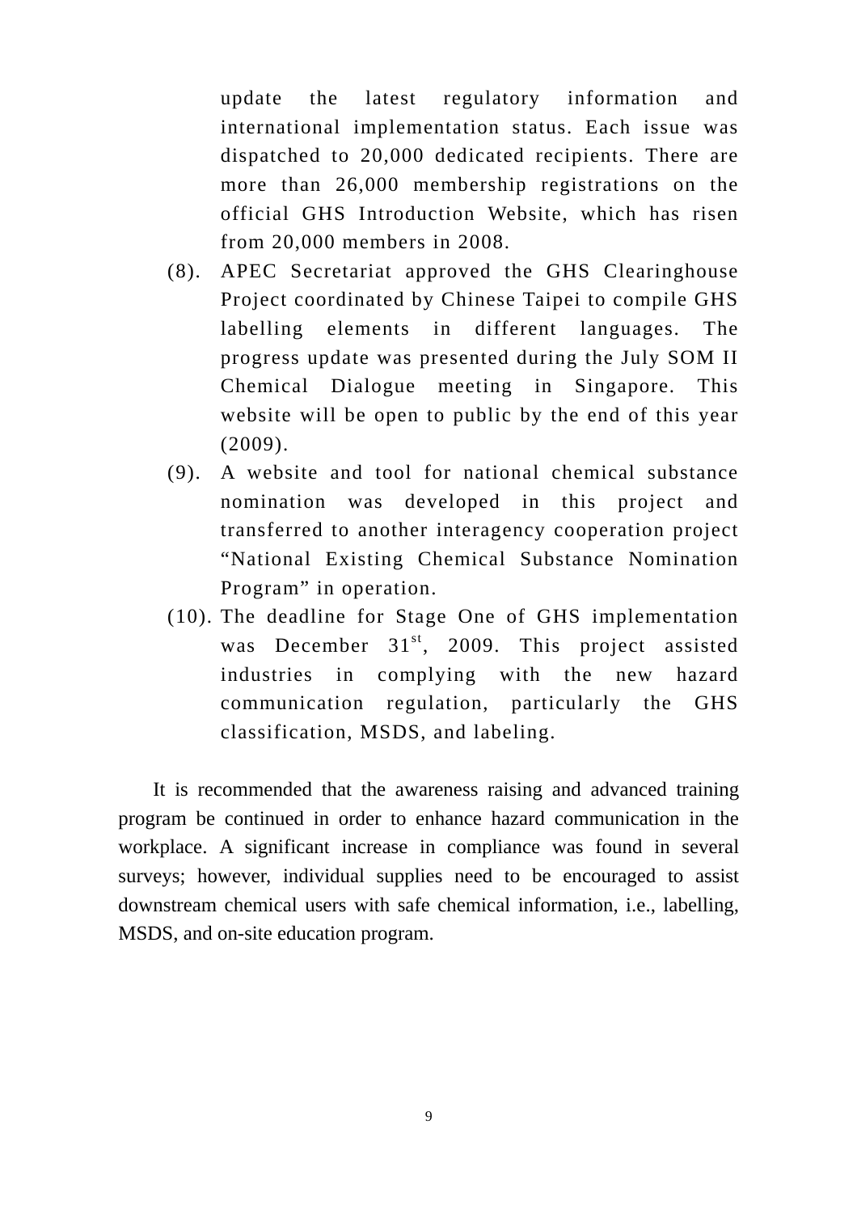update the latest regulatory information and international implementation status. Each issue was dispatched to 20,000 dedicated recipients. There are more than 26,000 membership registrations on the official GHS Introduction Website, which has risen from 20,000 members in 2008.

(8). APEC Secretariat approved the GHS Clearinghouse Project coordinated by Chinese Taipei to compile GHS labelling elements in different languages. The progress update was presented during the July SOM II Chemical Dialogue meeting in Singapore. This website will be open to public by the end of this year (2009).

(9). A website and tool for national chemical substance nomination was developed in this project and transferred to another interagency cooperation project "National Existing Chemical Substance Nomination Program" in operation.

(10). The deadline for Stage One of GHS implementation was December 31st, 2009. This project assisted industries in complying with the new hazard communication regulation, particularly the GHS classification, MSDS, and labeling.

It is recommended that the awareness raising and advanced training program be continued in order to enhance hazard communication in the workplace. A significant increase in compliance was found in several surveys; however, individual supplies need to be encouraged to assist downstream chemical users with safe chemical information, i.e., labelling, MSDS, and on-site education program.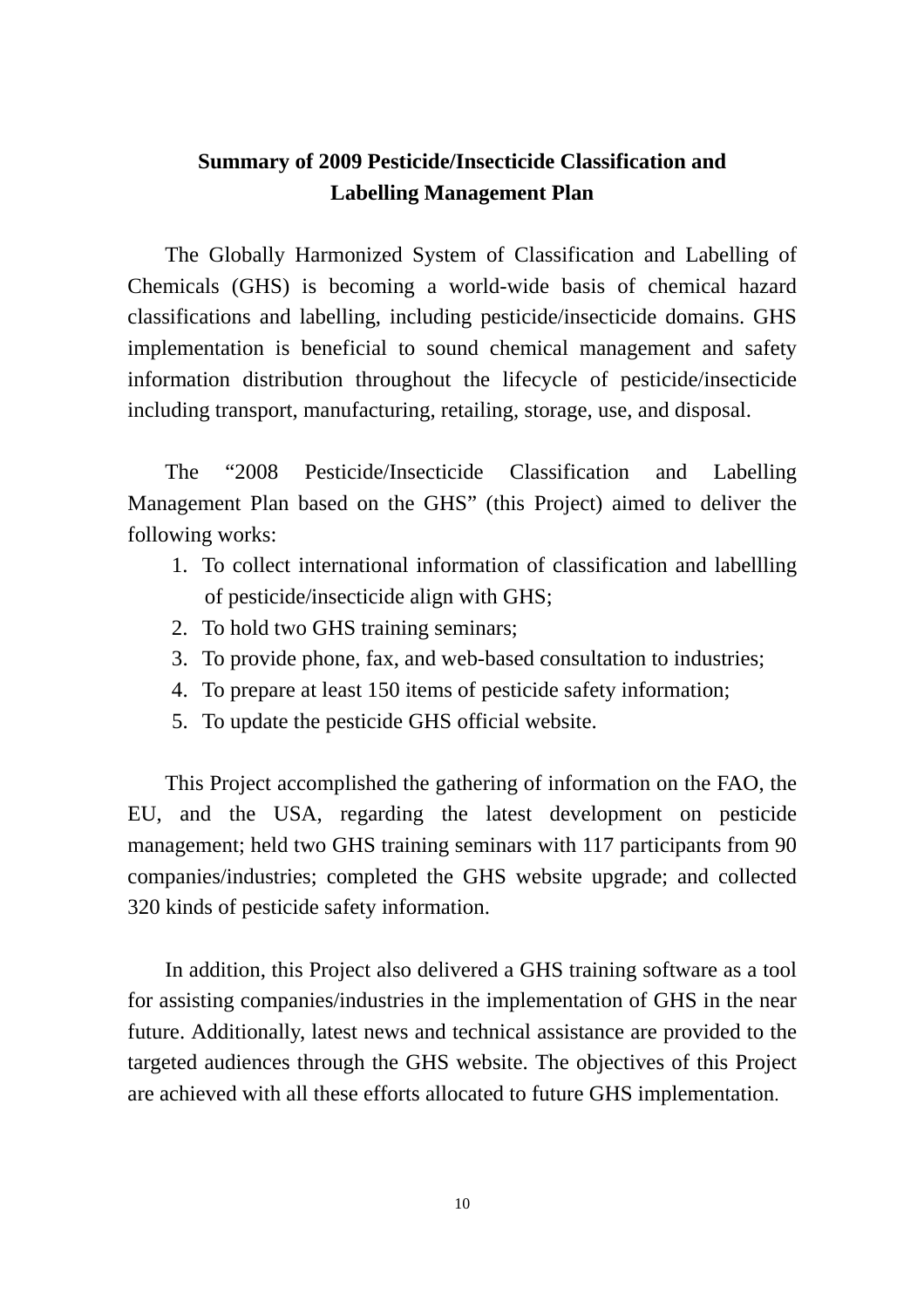# Summary of 2009 Pesticide/Insecticide Classification and Labelling Management Plan

The Globally Harmonized System of Classification and Labelling of Chemicals (GHS) is becoming a world-wide basis of chemical hazard classifications and labelling, including pesticide/insecticide domains. GHS implementation is beneficial to sound chemical management and safety information distribution throughout the lifecycle of pesticide/insecticide including transport, manufacturing, retailing, storage, use, and disposal.

The "2008 Pesticide/Insecticide Classification and Labelling Management Plan based on the GHS" (this Project) aimed to deliver the following works:

1. To collect international information of classification and labellling of pesticide/insecticide align with GHS;
2. To hold two GHS training seminars;
3. To provide phone, fax, and web-based consultation to industries;
4. To prepare at least 150 items of pesticide safety information;
5. To update the pesticide GHS official website.

This Project accomplished the gathering of information on the FAO, the EU, and the USA, regarding the latest development on pesticide management; held two GHS training seminars with 117 participants from 90 companies/industries; completed the GHS website upgrade; and collected 320 kinds of pesticide safety information.

In addition, this Project also delivered a GHS training software as a tool for assisting companies/industries in the implementation of GHS in the near future. Additionally, latest news and technical assistance are provided to the targeted audiences through the GHS website. The objectives of this Project are achieved with all these efforts allocated to future GHS implementation.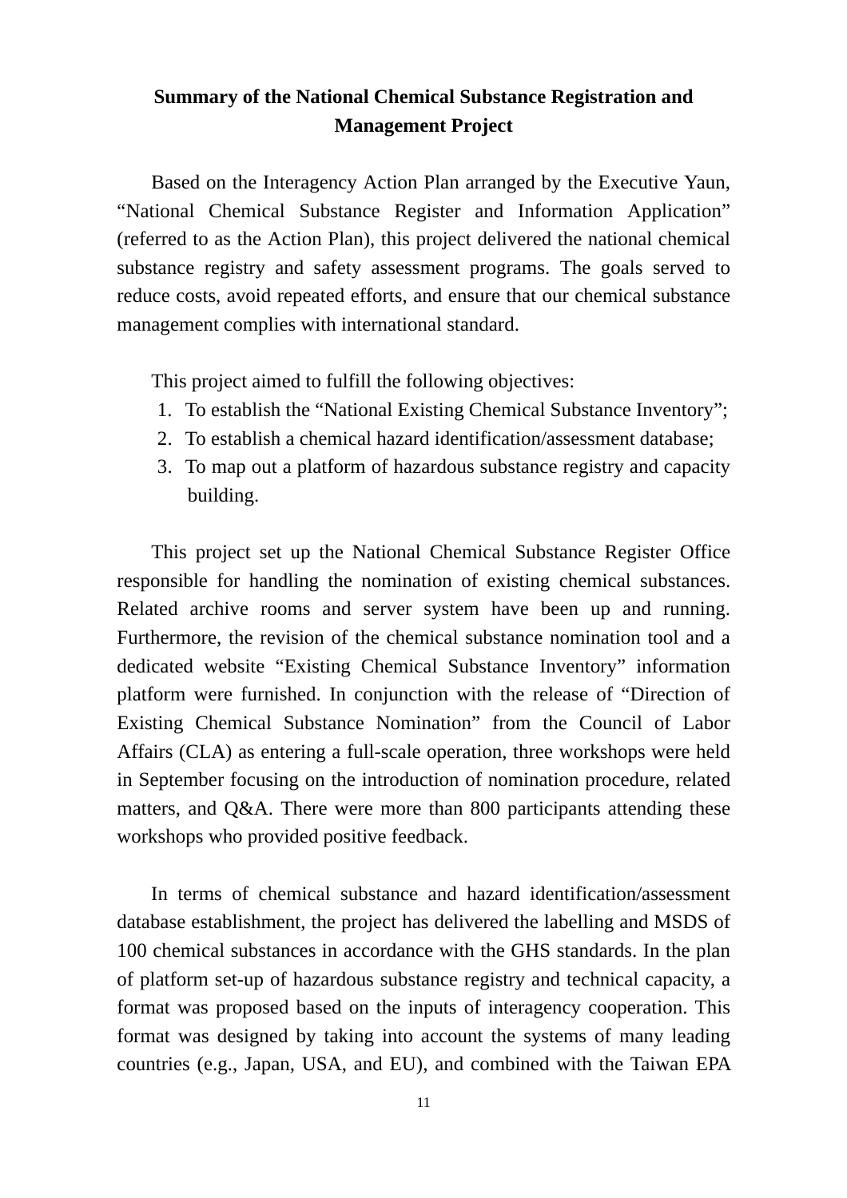# Summary of the National Chemical Substance Registration and Management Project

Based on the Interagency Action Plan arranged by the Executive Yaun, "National Chemical Substance Register and Information Application" (referred to as the Action Plan), this project delivered the national chemical substance registry and safety assessment programs. The goals served to reduce costs, avoid repeated efforts, and ensure that our chemical substance management complies with international standard.

This project aimed to fulfill the following objectives:

1. To establish the "National Existing Chemical Substance Inventory";
2. To establish a chemical hazard identification/assessment database;
3. To map out a platform of hazardous substance registry and capacity building.

This project set up the National Chemical Substance Register Office responsible for handling the nomination of existing chemical substances. Related archive rooms and server system have been up and running. Furthermore, the revision of the chemical substance nomination tool and a dedicated website "Existing Chemical Substance Inventory" information platform were furnished. In conjunction with the release of "Direction of Existing Chemical Substance Nomination" from the Council of Labor Affairs (CLA) as entering a full-scale operation, three workshops were held in September focusing on the introduction of nomination procedure, related matters, and Q&A. There were more than 800 participants attending these workshops who provided positive feedback.

In terms of chemical substance and hazard identification/assessment database establishment, the project has delivered the labelling and MSDS of 100 chemical substances in accordance with the GHS standards. In the plan of platform set-up of hazardous substance registry and technical capacity, a format was proposed based on the inputs of interagency cooperation. This format was designed by taking into account the systems of many leading countries (e.g., Japan, USA, and EU), and combined with the Taiwan EPA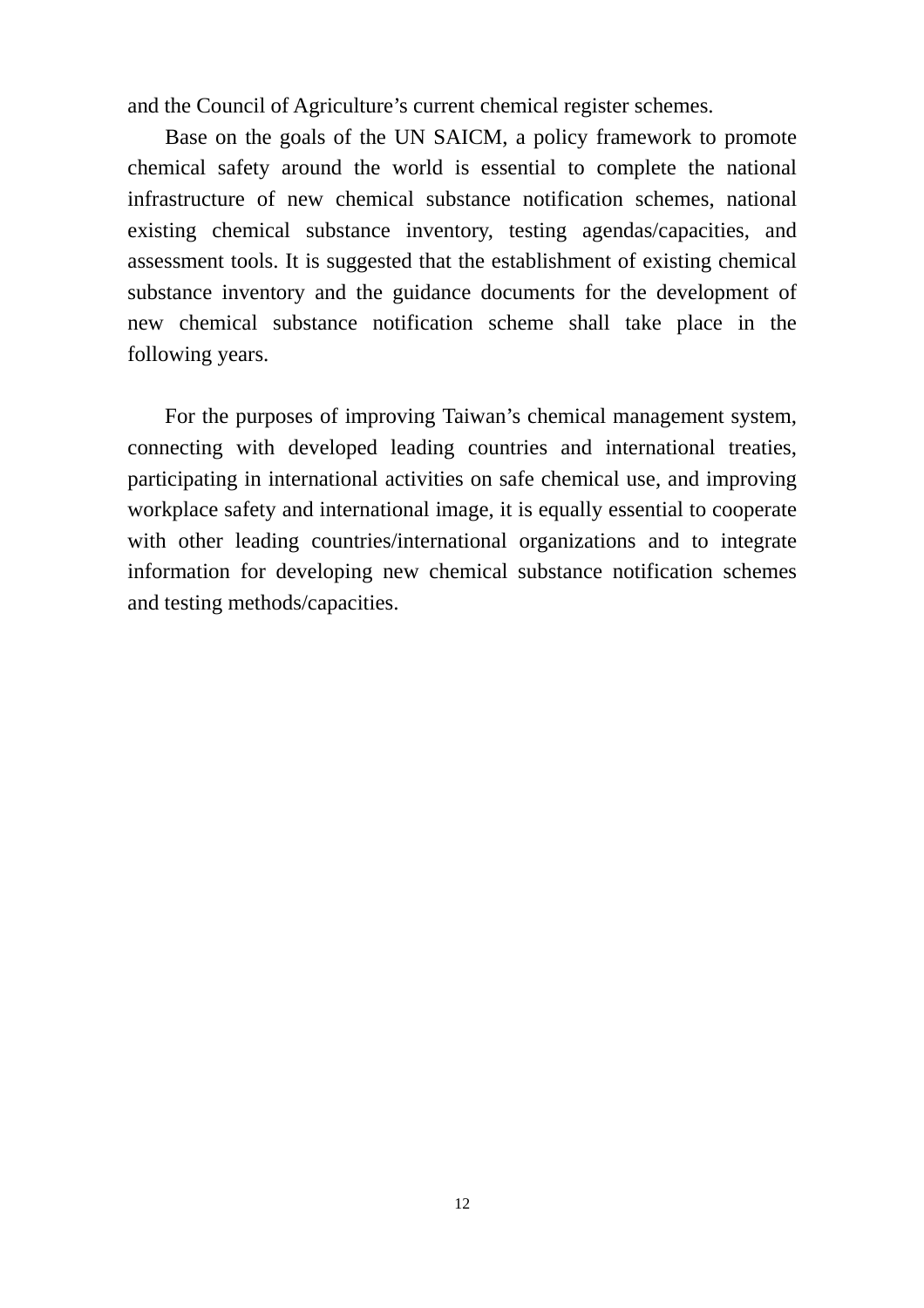and the Council of Agriculture’s current chemical register schemes.

Base on the goals of the UN SAICM, a policy framework to promote chemical safety around the world is essential to complete the national infrastructure of new chemical substance notification schemes, national existing chemical substance inventory, testing agendas/capacities, and assessment tools. It is suggested that the establishment of existing chemical substance inventory and the guidance documents for the development of new chemical substance notification scheme shall take place in the following years.

For the purposes of improving Taiwan’s chemical management system, connecting with developed leading countries and international treaties, participating in international activities on safe chemical use, and improving workplace safety and international image, it is equally essential to cooperate with other leading countries/international organizations and to integrate information for developing new chemical substance notification schemes and testing methods/capacities.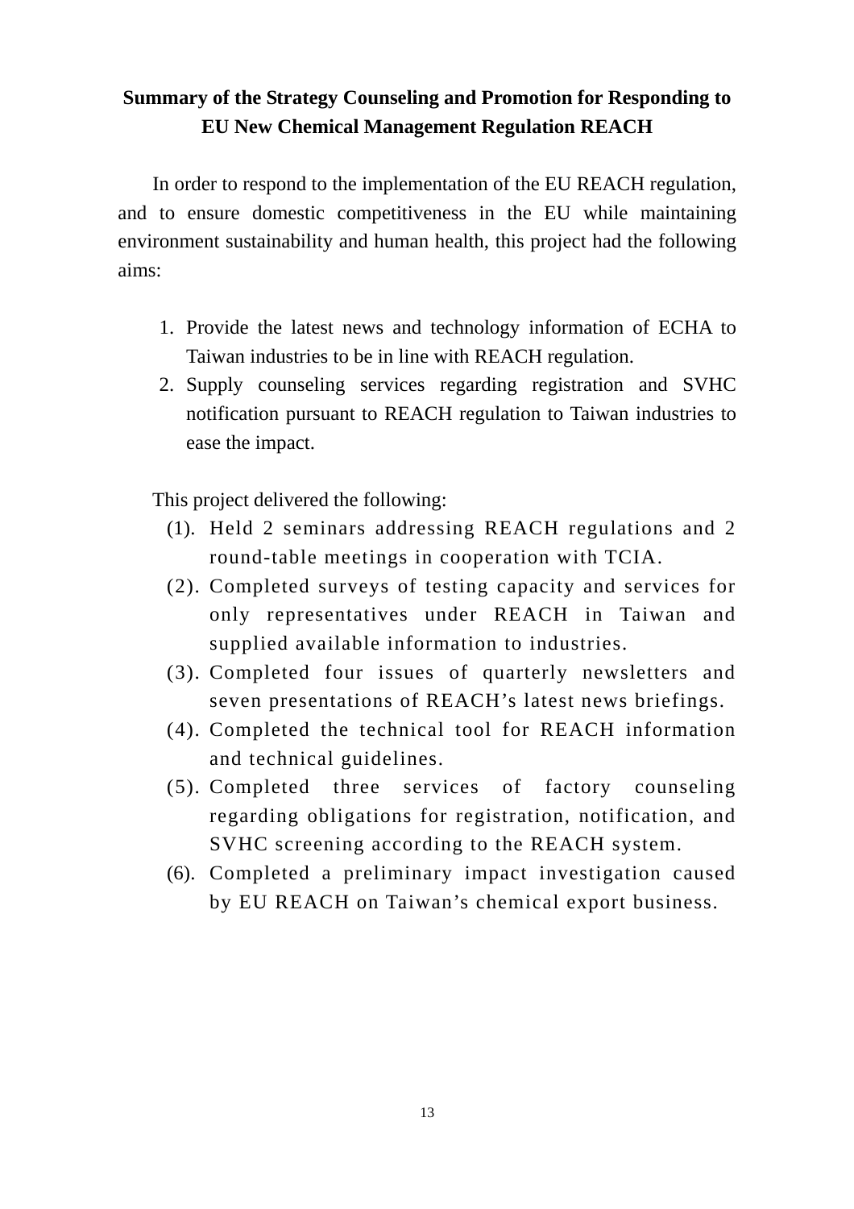# Summary of the Strategy Counseling and Promotion for Responding to EU New Chemical Management Regulation REACH

In order to respond to the implementation of the EU REACH regulation, and to ensure domestic competitiveness in the EU while maintaining environment sustainability and human health, this project had the following aims:

1. Provide the latest news and technology information of ECHA to Taiwan industries to be in line with REACH regulation.
2. Supply counseling services regarding registration and SVHC notification pursuant to REACH regulation to Taiwan industries to ease the impact.

This project delivered the following:

(1). Held 2 seminars addressing REACH regulations and 2 round-table meetings in cooperation with TCIA.

(2). Completed surveys of testing capacity and services for only representatives under REACH in Taiwan and supplied available information to industries.

(3). Completed four issues of quarterly newsletters and seven presentations of REACH's latest news briefings.

(4). Completed the technical tool for REACH information and technical guidelines.

(5). Completed three services of factory counseling regarding obligations for registration, notification, and SVHC screening according to the REACH system.

(6). Completed a preliminary impact investigation caused by EU REACH on Taiwan's chemical export business.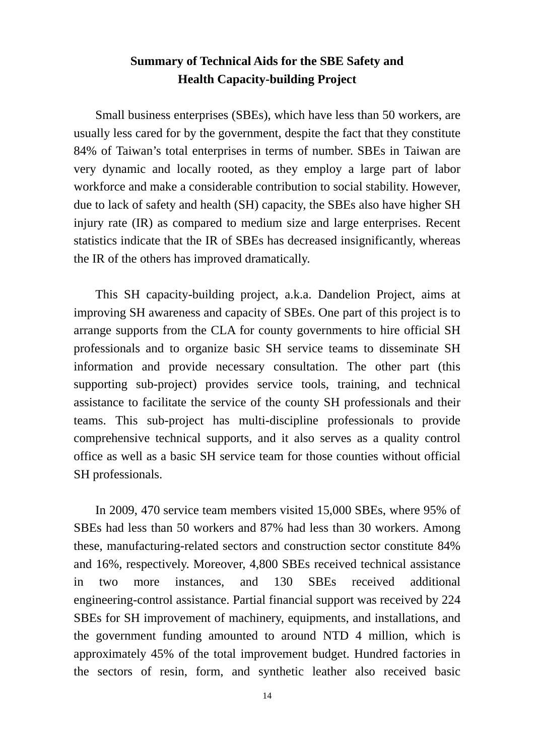## Summary of Technical Aids for the SBE Safety and Health Capacity-building Project

Small business enterprises (SBEs), which have less than 50 workers, are usually less cared for by the government, despite the fact that they constitute 84% of Taiwan's total enterprises in terms of number. SBEs in Taiwan are very dynamic and locally rooted, as they employ a large part of labor workforce and make a considerable contribution to social stability. However, due to lack of safety and health (SH) capacity, the SBEs also have higher SH injury rate (IR) as compared to medium size and large enterprises. Recent statistics indicate that the IR of SBEs has decreased insignificantly, whereas the IR of the others has improved dramatically.

This SH capacity-building project, a.k.a. Dandelion Project, aims at improving SH awareness and capacity of SBEs. One part of this project is to arrange supports from the CLA for county governments to hire official SH professionals and to organize basic SH service teams to disseminate SH information and provide necessary consultation. The other part (this supporting sub-project) provides service tools, training, and technical assistance to facilitate the service of the county SH professionals and their teams. This sub-project has multi-discipline professionals to provide comprehensive technical supports, and it also serves as a quality control office as well as a basic SH service team for those counties without official SH professionals.

In 2009, 470 service team members visited 15,000 SBEs, where 95% of SBEs had less than 50 workers and 87% had less than 30 workers. Among these, manufacturing-related sectors and construction sector constitute 84% and 16%, respectively. Moreover, 4,800 SBEs received technical assistance in two more instances, and 130 SBEs received additional engineering-control assistance. Partial financial support was received by 224 SBEs for SH improvement of machinery, equipments, and installations, and the government funding amounted to around NTD 4 million, which is approximately 45% of the total improvement budget. Hundred factories in the sectors of resin, form, and synthetic leather also received basic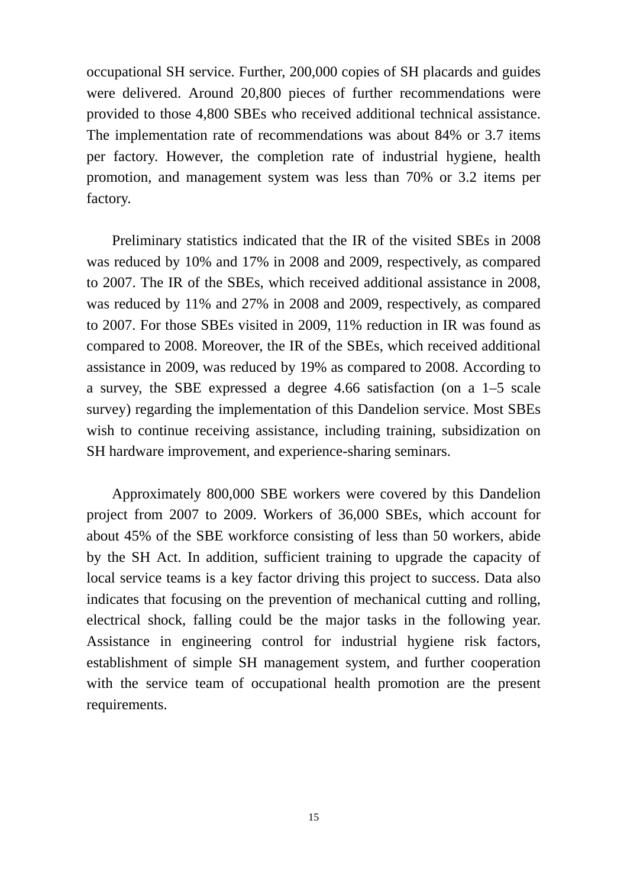occupational SH service. Further, 200,000 copies of SH placards and guides were delivered. Around 20,800 pieces of further recommendations were provided to those 4,800 SBEs who received additional technical assistance. The implementation rate of recommendations was about 84% or 3.7 items per factory. However, the completion rate of industrial hygiene, health promotion, and management system was less than 70% or 3.2 items per factory.

Preliminary statistics indicated that the IR of the visited SBEs in 2008 was reduced by 10% and 17% in 2008 and 2009, respectively, as compared to 2007. The IR of the SBEs, which received additional assistance in 2008, was reduced by 11% and 27% in 2008 and 2009, respectively, as compared to 2007. For those SBEs visited in 2009, 11% reduction in IR was found as compared to 2008. Moreover, the IR of the SBEs, which received additional assistance in 2009, was reduced by 19% as compared to 2008. According to a survey, the SBE expressed a degree 4.66 satisfaction (on a 1–5 scale survey) regarding the implementation of this Dandelion service. Most SBEs wish to continue receiving assistance, including training, subsidization on SH hardware improvement, and experience-sharing seminars.

Approximately 800,000 SBE workers were covered by this Dandelion project from 2007 to 2009. Workers of 36,000 SBEs, which account for about 45% of the SBE workforce consisting of less than 50 workers, abide by the SH Act. In addition, sufficient training to upgrade the capacity of local service teams is a key factor driving this project to success. Data also indicates that focusing on the prevention of mechanical cutting and rolling, electrical shock, falling could be the major tasks in the following year. Assistance in engineering control for industrial hygiene risk factors, establishment of simple SH management system, and further cooperation with the service team of occupational health promotion are the present requirements.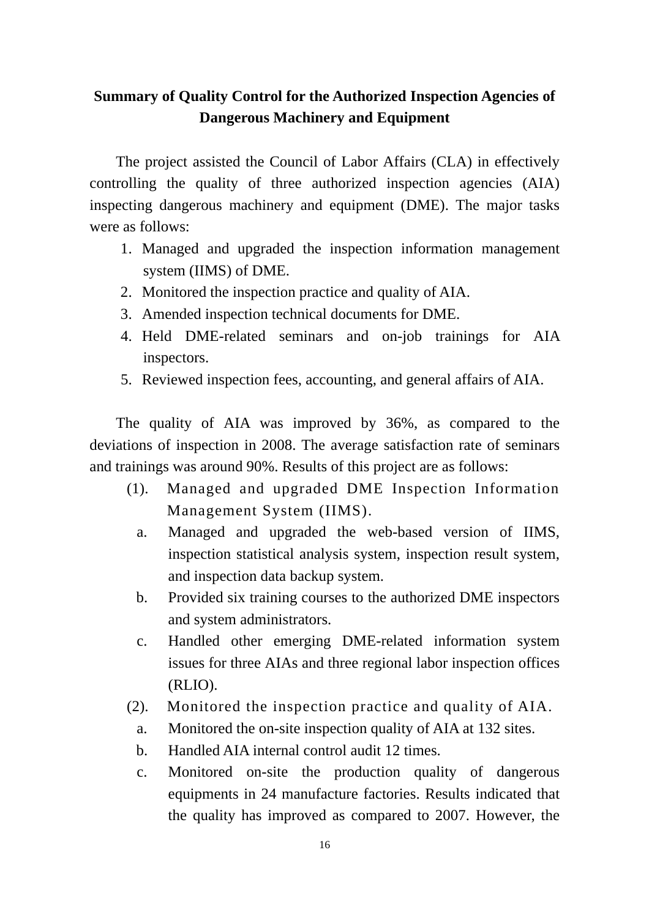## Summary of Quality Control for the Authorized Inspection Agencies of Dangerous Machinery and Equipment

The project assisted the Council of Labor Affairs (CLA) in effectively controlling the quality of three authorized inspection agencies (AIA) inspecting dangerous machinery and equipment (DME). The major tasks were as follows:

1. Managed and upgraded the inspection information management system (IIMS) of DME.
2. Monitored the inspection practice and quality of AIA.
3. Amended inspection technical documents for DME.
4. Held DME-related seminars and on-job trainings for AIA inspectors.
5. Reviewed inspection fees, accounting, and general affairs of AIA.

The quality of AIA was improved by 36%, as compared to the deviations of inspection in 2008. The average satisfaction rate of seminars and trainings was around 90%. Results of this project are as follows:

(1). Managed and upgraded DME Inspection Information Management System (IIMS).

- a. Managed and upgraded the web-based version of IIMS, inspection statistical analysis system, inspection result system, and inspection data backup system.
- b. Provided six training courses to the authorized DME inspectors and system administrators.
- c. Handled other emerging DME-related information system issues for three AIAs and three regional labor inspection offices (RLIO).

(2). Monitored the inspection practice and quality of AIA.

- a. Monitored the on-site inspection quality of AIA at 132 sites.
- b. Handled AIA internal control audit 12 times.
- c. Monitored on-site the production quality of dangerous equipments in 24 manufacture factories. Results indicated that the quality has improved as compared to 2007. However, the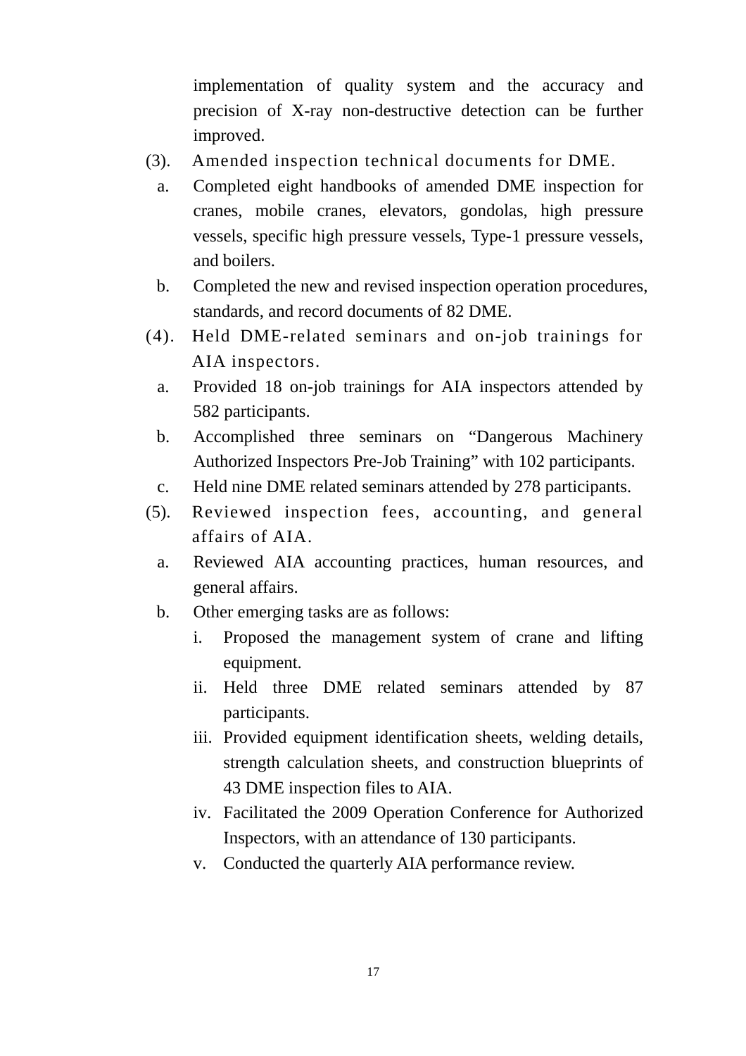implementation of quality system and the accuracy and precision of X-ray non-destructive detection can be further improved.

(3). Amended inspection technical documents for DME.

a. Completed eight handbooks of amended DME inspection for cranes, mobile cranes, elevators, gondolas, high pressure vessels, specific high pressure vessels, Type-1 pressure vessels, and boilers.

b. Completed the new and revised inspection operation procedures, standards, and record documents of 82 DME.

(4). Held DME-related seminars and on-job trainings for AIA inspectors.

a. Provided 18 on-job trainings for AIA inspectors attended by 582 participants.

b. Accomplished three seminars on "Dangerous Machinery Authorized Inspectors Pre-Job Training" with 102 participants.

c. Held nine DME related seminars attended by 278 participants.

(5). Reviewed inspection fees, accounting, and general affairs of AIA.

a. Reviewed AIA accounting practices, human resources, and general affairs.

b. Other emerging tasks are as follows:

   i. Proposed the management system of crane and lifting equipment.

   ii. Held three DME related seminars attended by 87 participants.

   iii. Provided equipment identification sheets, welding details, strength calculation sheets, and construction blueprints of 43 DME inspection files to AIA.

   iv. Facilitated the 2009 Operation Conference for Authorized Inspectors, with an attendance of 130 participants.

   v. Conducted the quarterly AIA performance review.